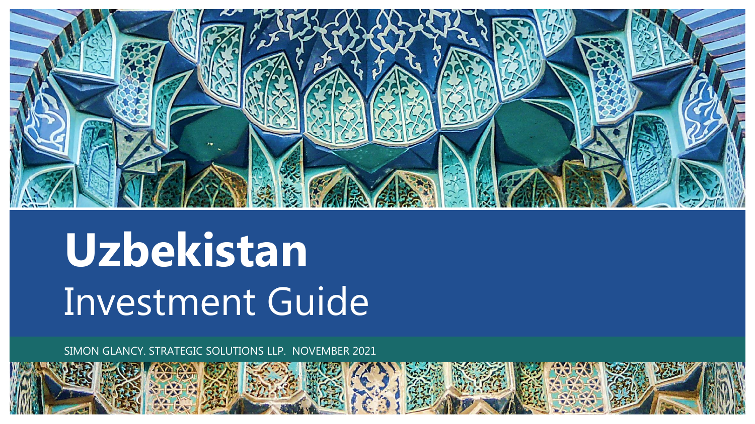# Uzbekistan

Investment Guide

SIMON GLANCY. STRATEGIC SOLUTIONS LLP. NOVEMBER 2021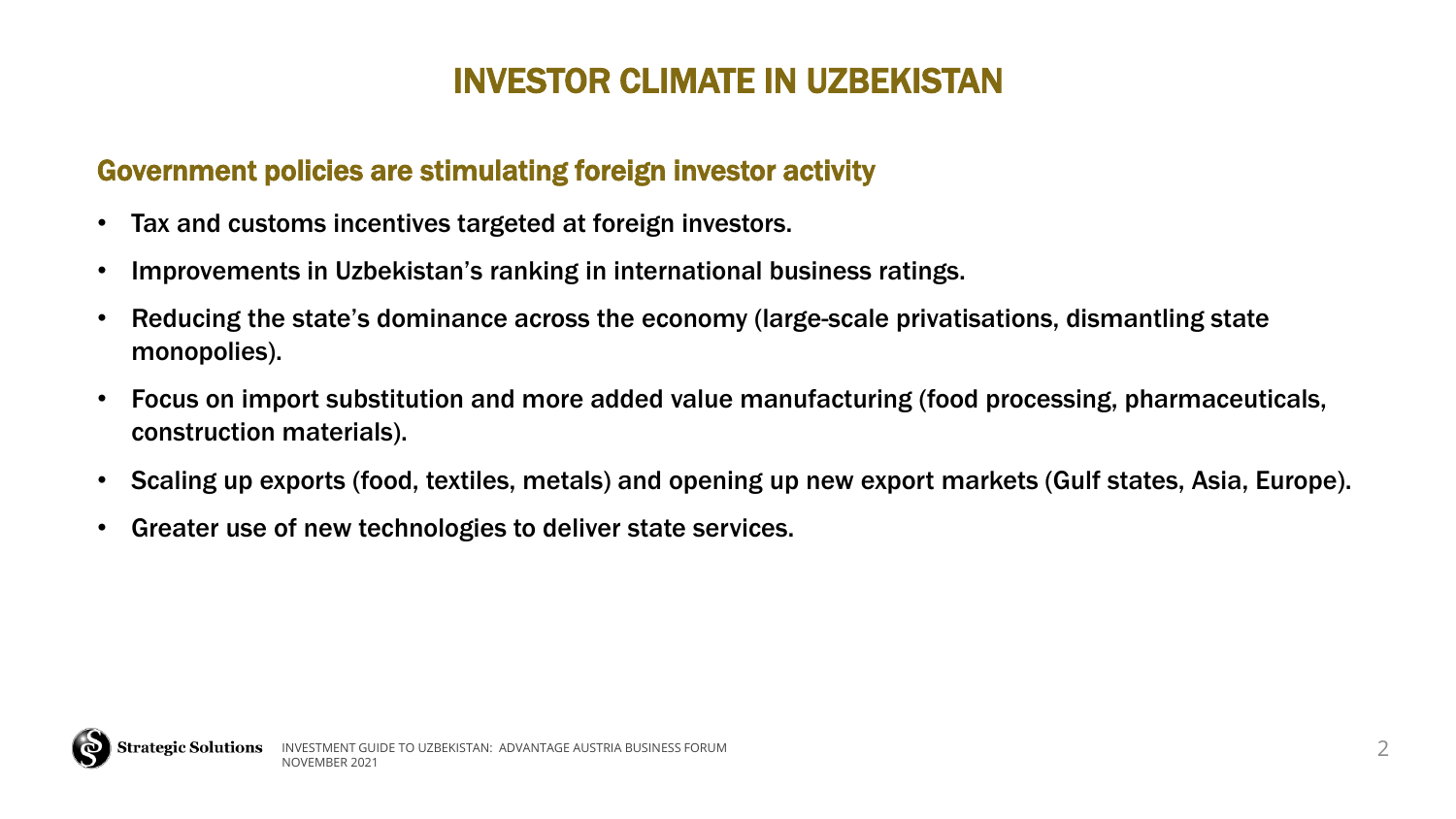# INVESTOR CLIMATE IN UZBEKISTAN

## Government policies are stimulating foreign investor activity

- Tax and customs incentives targeted at foreign investors.
- Improvements in Uzbekistan's ranking in international business ratings.
- Reducing the state's dominance across the economy (large-scale privatisations, dismantling state monopolies).
- Focus on import substitution and more added value manufacturing (food processing, pharmaceuticals, construction materials).
- Scaling up exports (food, textiles, metals) and opening up new export markets (Gulf states, Asia, Europe).
- Greater use of new technologies to deliver state services.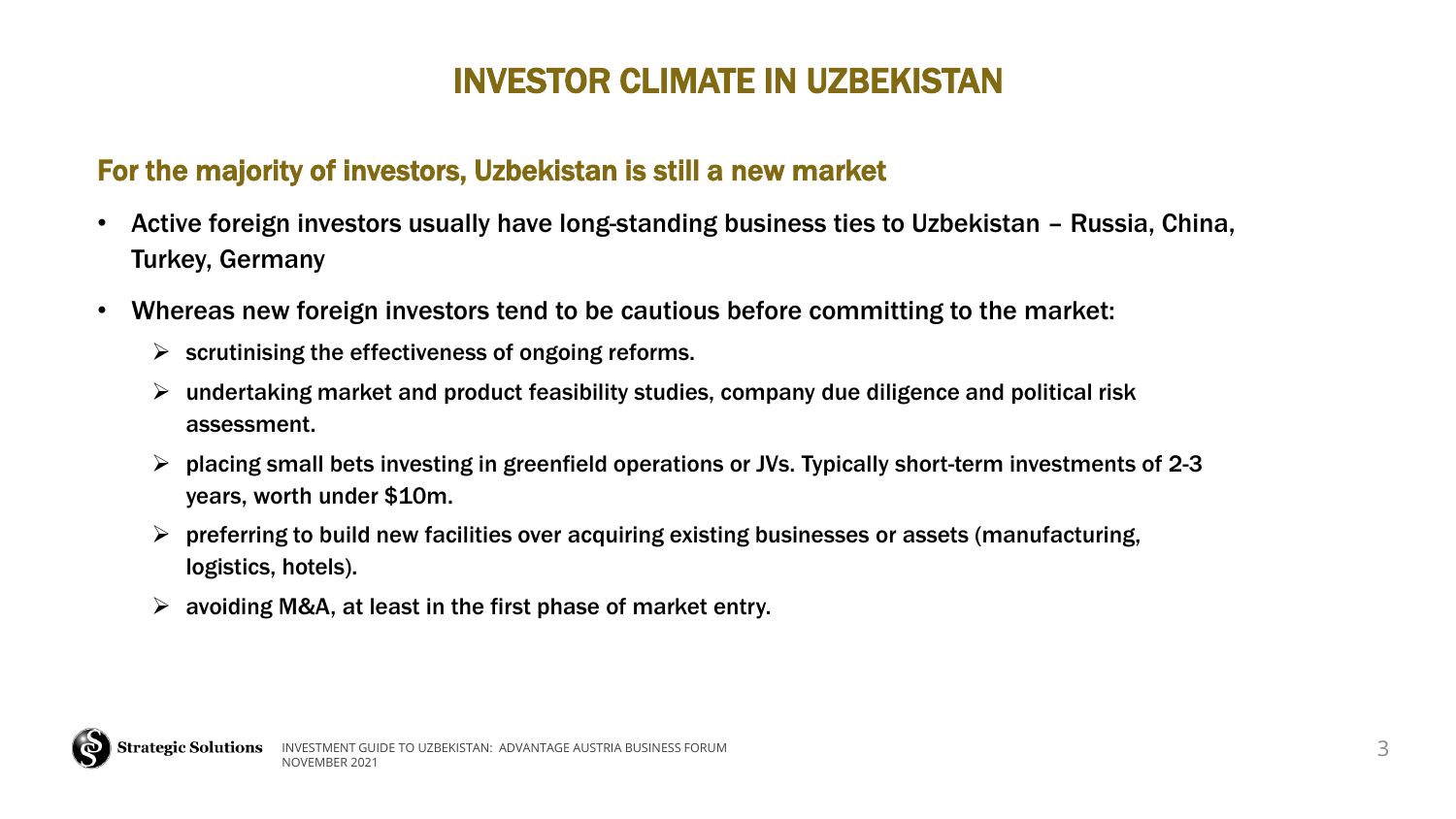# INVESTOR CLIMATE IN UZBEKISTAN

## For the majority of investors, Uzbekistan is still a new market

- Active foreign investors usually have long-standing business ties to Uzbekistan – Russia, China, Turkey, Germany
- Whereas new foreign investors tend to be cautious before committing to the market:
  - scrutinising the effectiveness of ongoing reforms.
  - undertaking market and product feasibility studies, company due diligence and political risk assessment.
  - placing small bets investing in greenfield operations or JVs. Typically short-term investments of 2-3 years, worth under $10m.
  - preferring to build new facilities over acquiring existing businesses or assets (manufacturing, logistics, hotels).
  - avoiding M&A, at least in the first phase of market entry.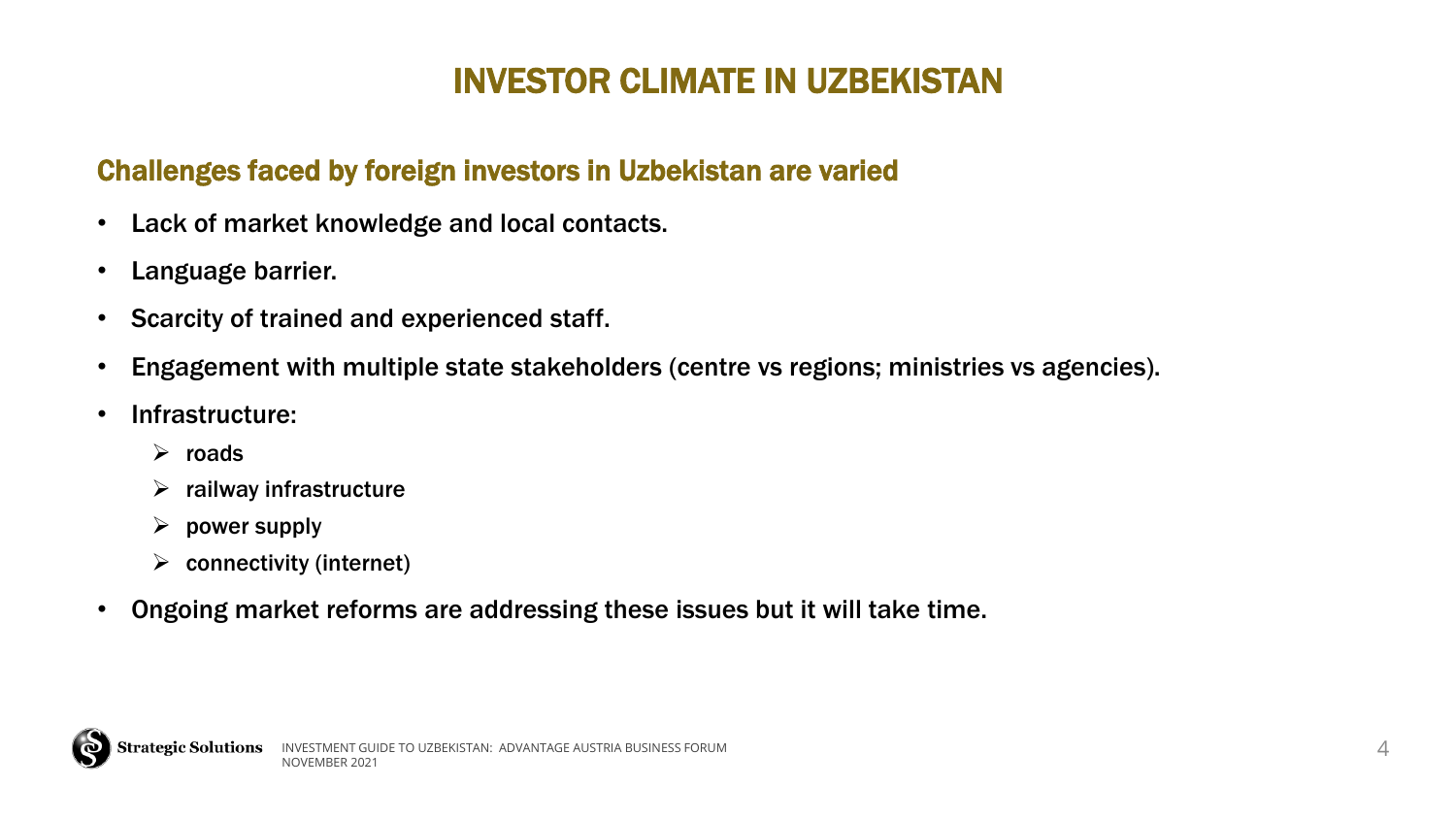# INVESTOR CLIMATE IN UZBEKISTAN

## Challenges faced by foreign investors in Uzbekistan are varied

- Lack of market knowledge and local contacts.
- Language barrier.
- Scarcity of trained and experienced staff.
- Engagement with multiple state stakeholders (centre vs regions; ministries vs agencies).
- Infrastructure:
  - roads
  - railway infrastructure
  - power supply
  - connectivity (internet)
- Ongoing market reforms are addressing these issues but it will take time.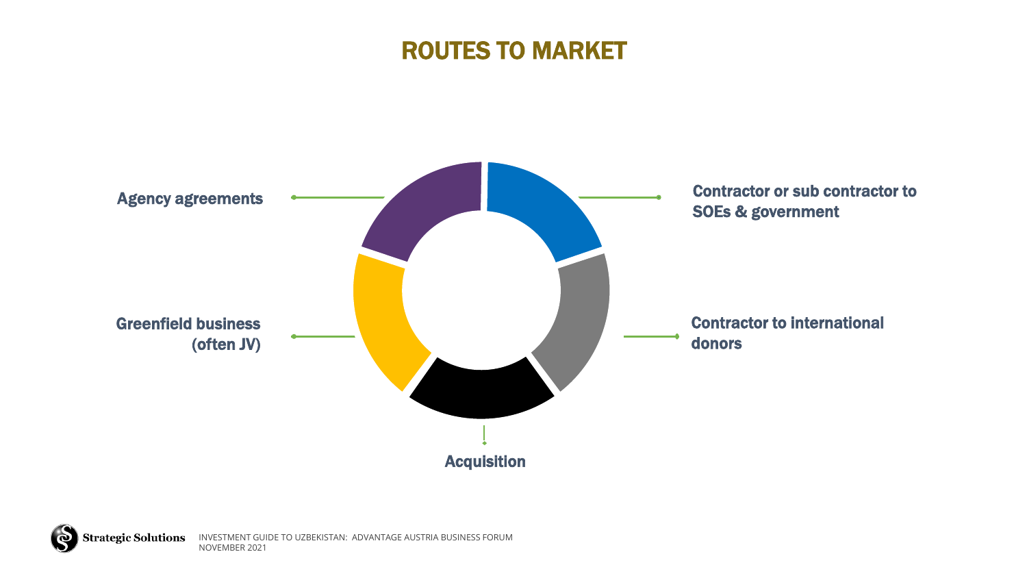# ROUTES TO MARKET

Agency agreements

Contractor or sub contractor to SOEs & government

Greenfield business (often JV)

Contractor to international donors

Acquisition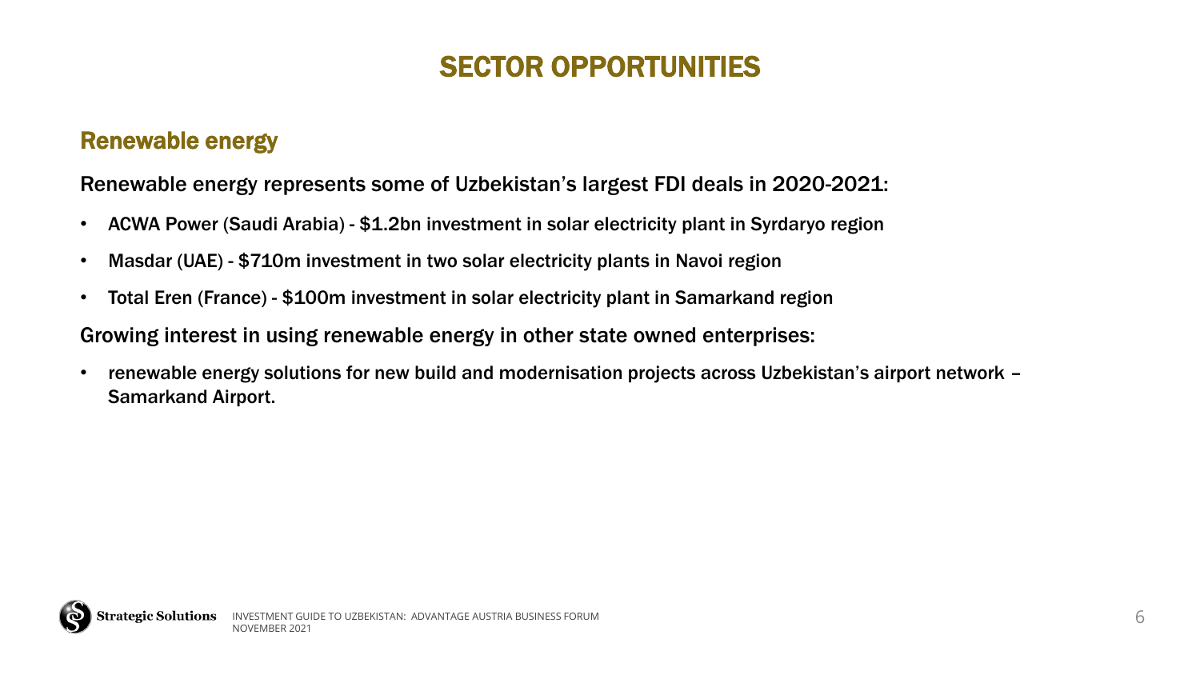# SECTOR OPPORTUNITIES

## Renewable energy

Renewable energy represents some of Uzbekistan's largest FDI deals in 2020-2021:

- ACWA Power (Saudi Arabia) - $1.2bn investment in solar electricity plant in Syrdaryo region
- Masdar (UAE) - $710m investment in two solar electricity plants in Navoi region
- Total Eren (France) - $100m investment in solar electricity plant in Samarkand region

Growing interest in using renewable energy in other state owned enterprises:

- renewable energy solutions for new build and modernisation projects across Uzbekistan's airport network – Samarkand Airport.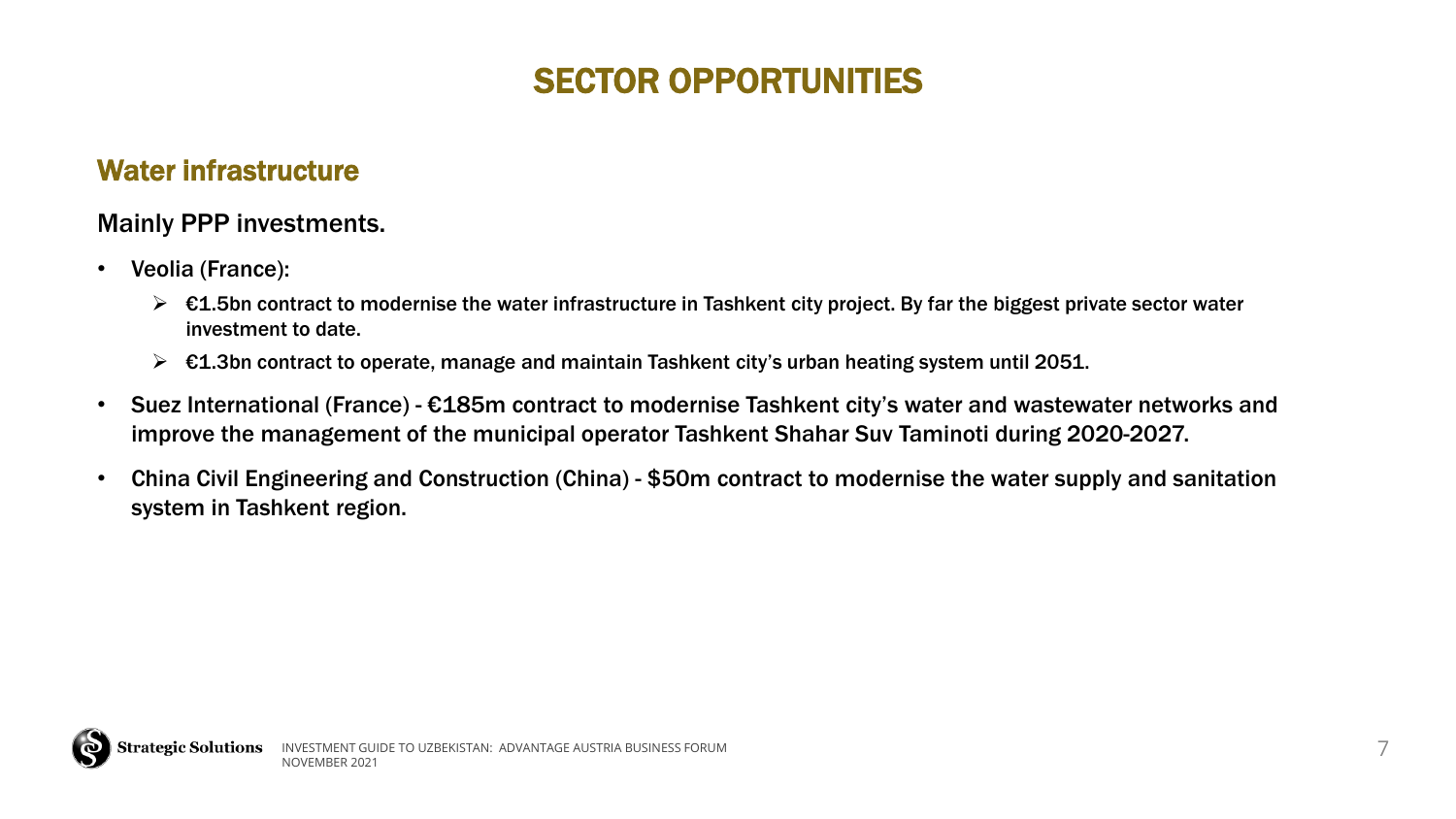# SECTOR OPPORTUNITIES

## Water infrastructure

Mainly PPP investments.

- Veolia (France):
  - €1.5bn contract to modernise the water infrastructure in Tashkent city project. By far the biggest private sector water investment to date.
  - €1.3bn contract to operate, manage and maintain Tashkent city's urban heating system until 2051.
- Suez International (France) - €185m contract to modernise Tashkent city's water and wastewater networks and improve the management of the municipal operator Tashkent Shahar Suv Taminoti during 2020-2027.
- China Civil Engineering and Construction (China) - $50m contract to modernise the water supply and sanitation system in Tashkent region.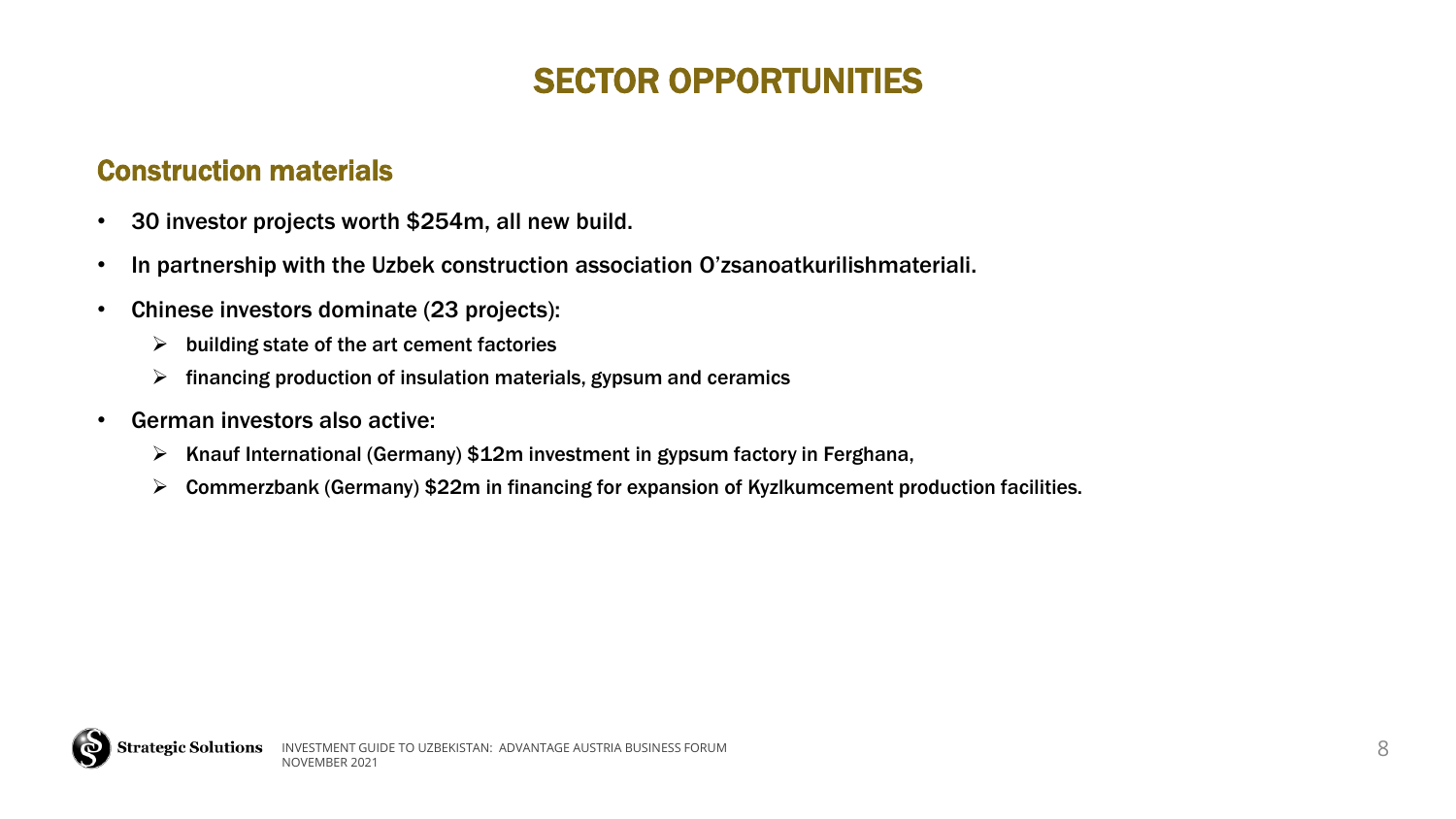# SECTOR OPPORTUNITIES

## Construction materials

- 30 investor projects worth $254m, all new build.
- In partnership with the Uzbek construction association O'zsanoatkurilishmateriali.
- Chinese investors dominate (23 projects):
  - building state of the art cement factories
  - financing production of insulation materials, gypsum and ceramics
- German investors also active:
  - Knauf International (Germany) $12m investment in gypsum factory in Ferghana,
  - Commerzbank (Germany) $22m in financing for expansion of Kyzlkumcement production facilities.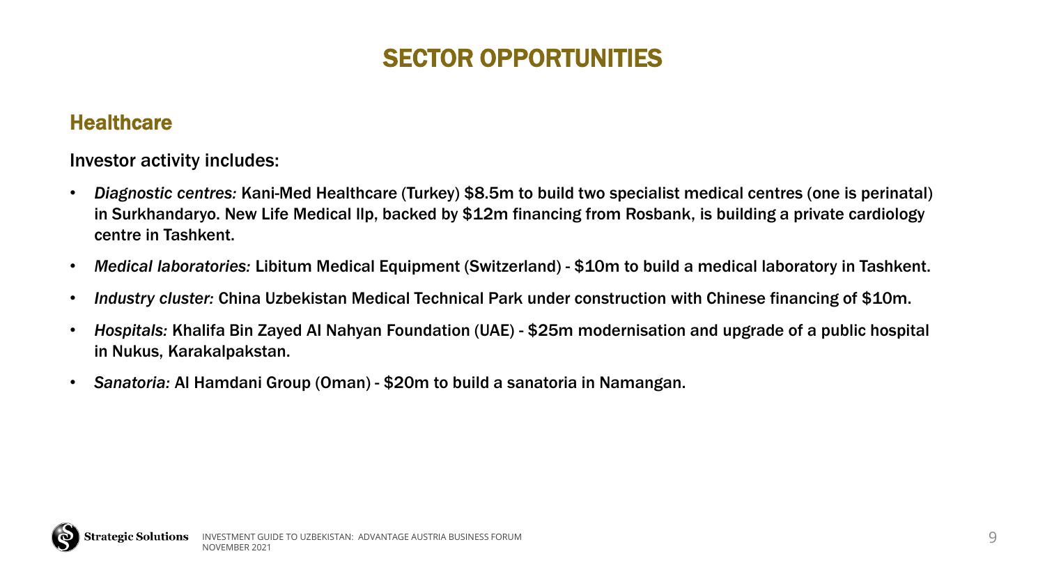# SECTOR OPPORTUNITIES

## Healthcare

Investor activity includes:

- *Diagnostic centres:* Kani-Med Healthcare (Turkey) $8.5m to build two specialist medical centres (one is perinatal) in Surkhandaryo. New Life Medical llp, backed by $12m financing from Rosbank, is building a private cardiology centre in Tashkent.
- *Medical laboratories:* Libitum Medical Equipment (Switzerland) - $10m to build a medical laboratory in Tashkent.
- *Industry cluster:* China Uzbekistan Medical Technical Park under construction with Chinese financing of $10m.
- *Hospitals:* Khalifa Bin Zayed Al Nahyan Foundation (UAE) - $25m modernisation and upgrade of a public hospital in Nukus, Karakalpakstan.
- *Sanatoria:* Al Hamdani Group (Oman) - $20m to build a sanatoria in Namangan.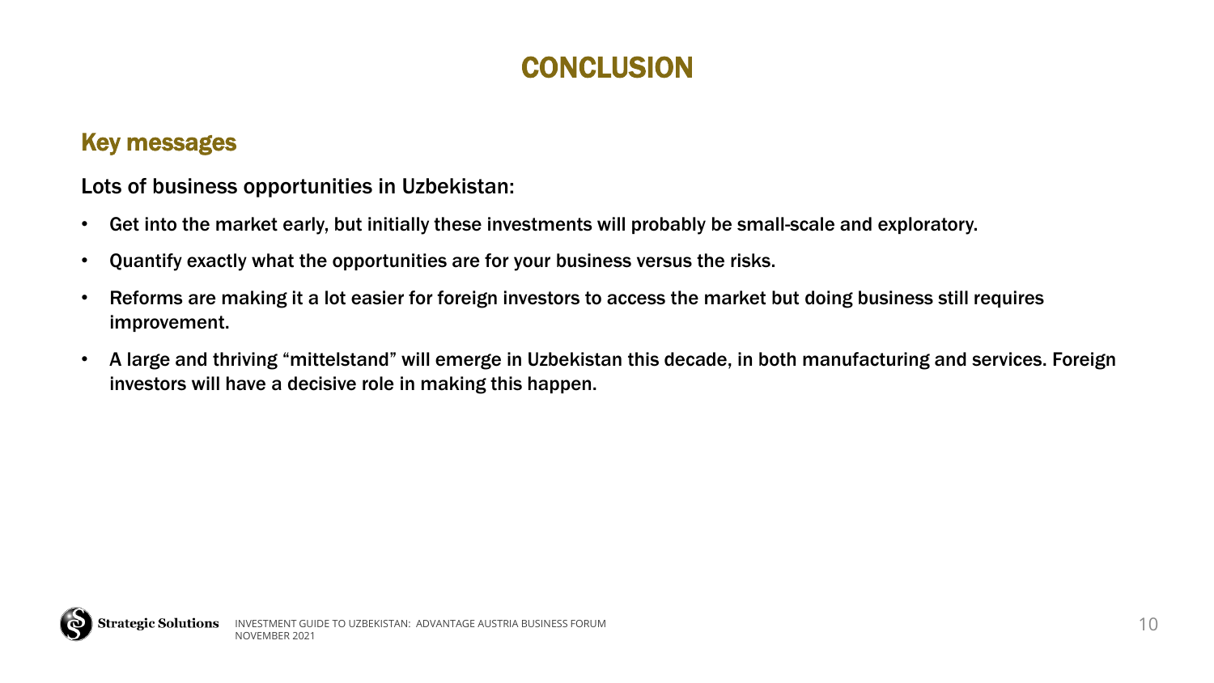# CONCLUSION

## Key messages

Lots of business opportunities in Uzbekistan:

- Get into the market early, but initially these investments will probably be small-scale and exploratory.
- Quantify exactly what the opportunities are for your business versus the risks.
- Reforms are making it a lot easier for foreign investors to access the market but doing business still requires improvement.
- A large and thriving "mittelstand" will emerge in Uzbekistan this decade, in both manufacturing and services. Foreign investors will have a decisive role in making this happen.